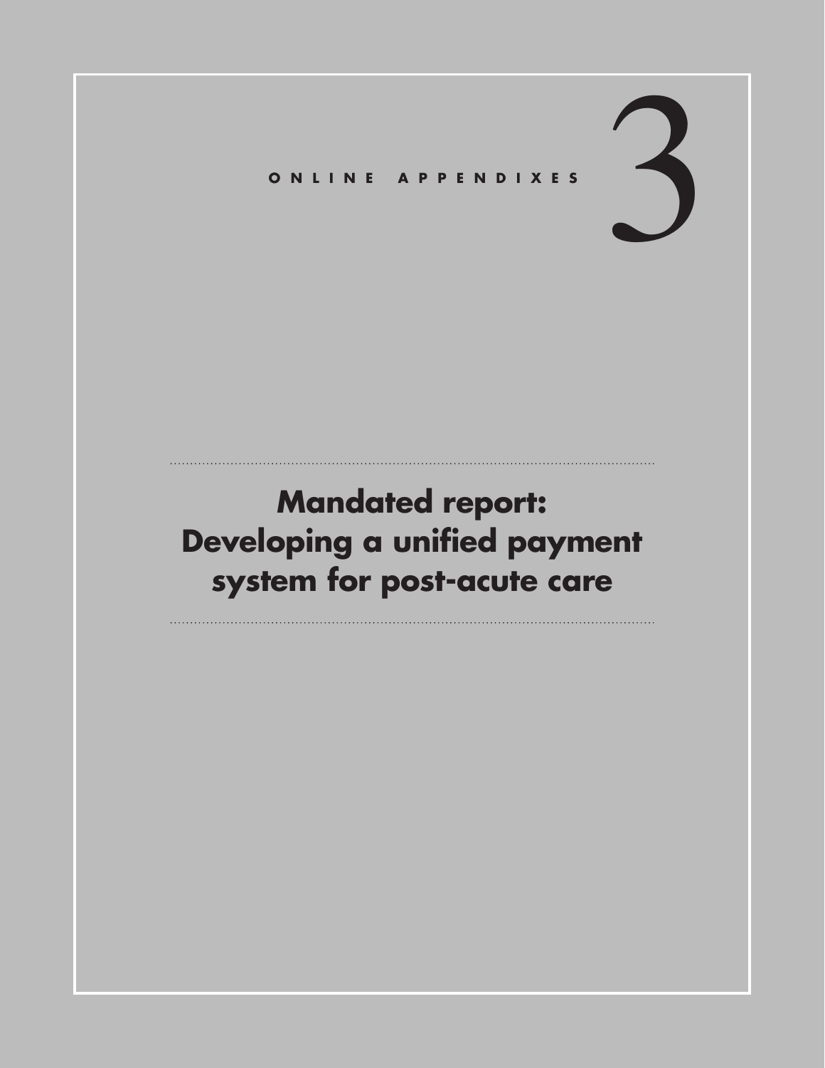ONLINE APPENDIXES

# 3

# Mandated report: Developing a unified payment system for post-acute care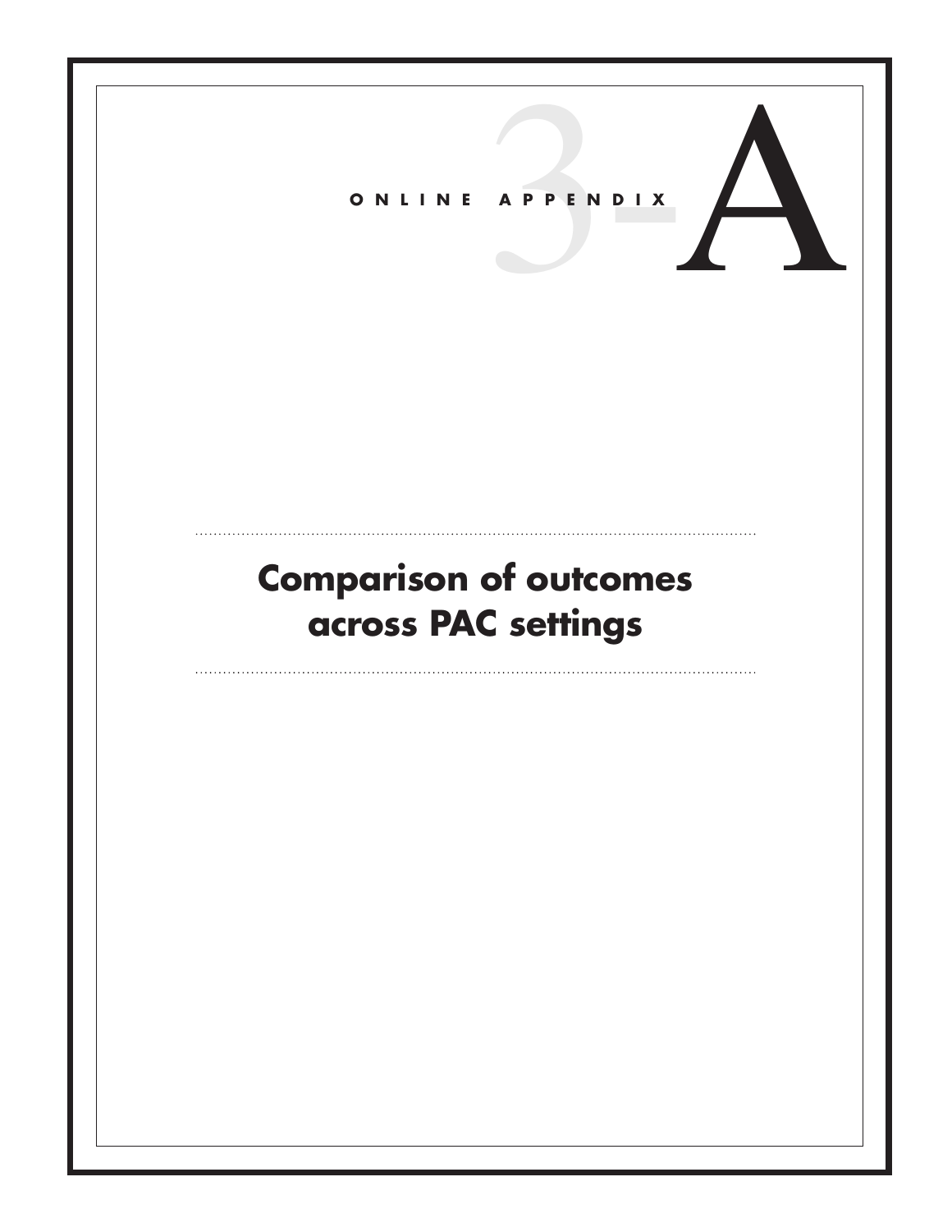ONLINE APPENDIX 3-A

# Comparison of outcomes across PAC settings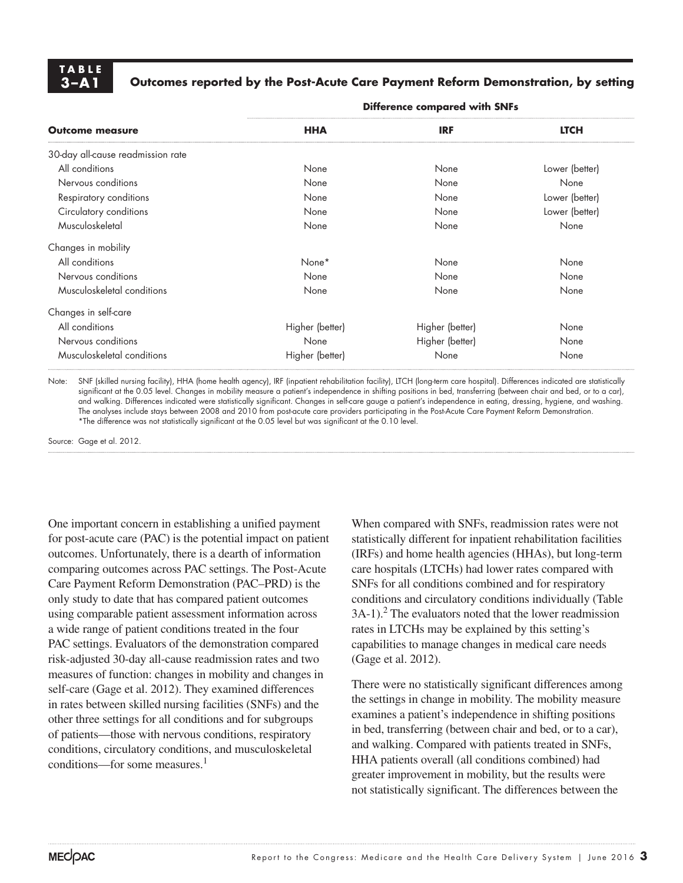**TABLE 3–A1 Outcomes reported by the Post-Acute Care Payment Reform Demonstration, by setting**

| Outcome measure | Difference compared with SNFs | | |
|---|---|---|---|
| | HHA | IRF | LTCH |
| 30-day all-cause readmission rate | | | |
| All conditions | None | None | Lower (better) |
| Nervous conditions | None | None | None |
| Respiratory conditions | None | None | Lower (better) |
| Circulatory conditions | None | None | Lower (better) |
| Musculoskeletal | None | None | None |
| Changes in mobility | | | |
| All conditions | None* | None | None |
| Nervous conditions | None | None | None |
| Musculoskeletal conditions | None | None | None |
| Changes in self-care | | | |
| All conditions | Higher (better) | Higher (better) | None |
| Nervous conditions | None | Higher (better) | None |
| Musculoskeletal conditions | Higher (better) | None | None |

Note: SNF (skilled nursing facility), HHA (home health agency), IRF (inpatient rehabilitation facility), LTCH (long-term care hospital). Differences indicated are statistically significant at the 0.05 level. Changes in mobility measure a patient's independence in shifting positions in bed, transferring (between chair and bed, or to a car), and walking. Differences indicated were statistically significant. Changes in self-care gauge a patient's independence in eating, dressing, hygiene, and washing. The analyses include stays between 2008 and 2010 from post-acute care providers participating in the Post-Acute Care Payment Reform Demonstration.
*The difference was not statistically significant at the 0.05 level but was significant at the 0.10 level.

Source: Gage et al. 2012.

One important concern in establishing a unified payment for post-acute care (PAC) is the potential impact on patient outcomes. Unfortunately, there is a dearth of information comparing outcomes across PAC settings. The Post-Acute Care Payment Reform Demonstration (PAC–PRD) is the only study to date that has compared patient outcomes using comparable patient assessment information across a wide range of patient conditions treated in the four PAC settings. Evaluators of the demonstration compared risk-adjusted 30-day all-cause readmission rates and two measures of function: changes in mobility and changes in self-care (Gage et al. 2012). They examined differences in rates between skilled nursing facilities (SNFs) and the other three settings for all conditions and for subgroups of patients—those with nervous conditions, respiratory conditions, circulatory conditions, and musculoskeletal conditions—for some measures.[1]

When compared with SNFs, readmission rates were not statistically different for inpatient rehabilitation facilities (IRFs) and home health agencies (HHAs), but long-term care hospitals (LTCHs) had lower rates compared with SNFs for all conditions combined and for respiratory conditions and circulatory conditions individually (Table 3A-1).[2] The evaluators noted that the lower readmission rates in LTCHs may be explained by this setting's capabilities to manage changes in medical care needs (Gage et al. 2012).

There were no statistically significant differences among the settings in change in mobility. The mobility measure examines a patient's independence in shifting positions in bed, transferring (between chair and bed, or to a car), and walking. Compared with patients treated in SNFs, HHA patients overall (all conditions combined) had greater improvement in mobility, but the results were not statistically significant. The differences between the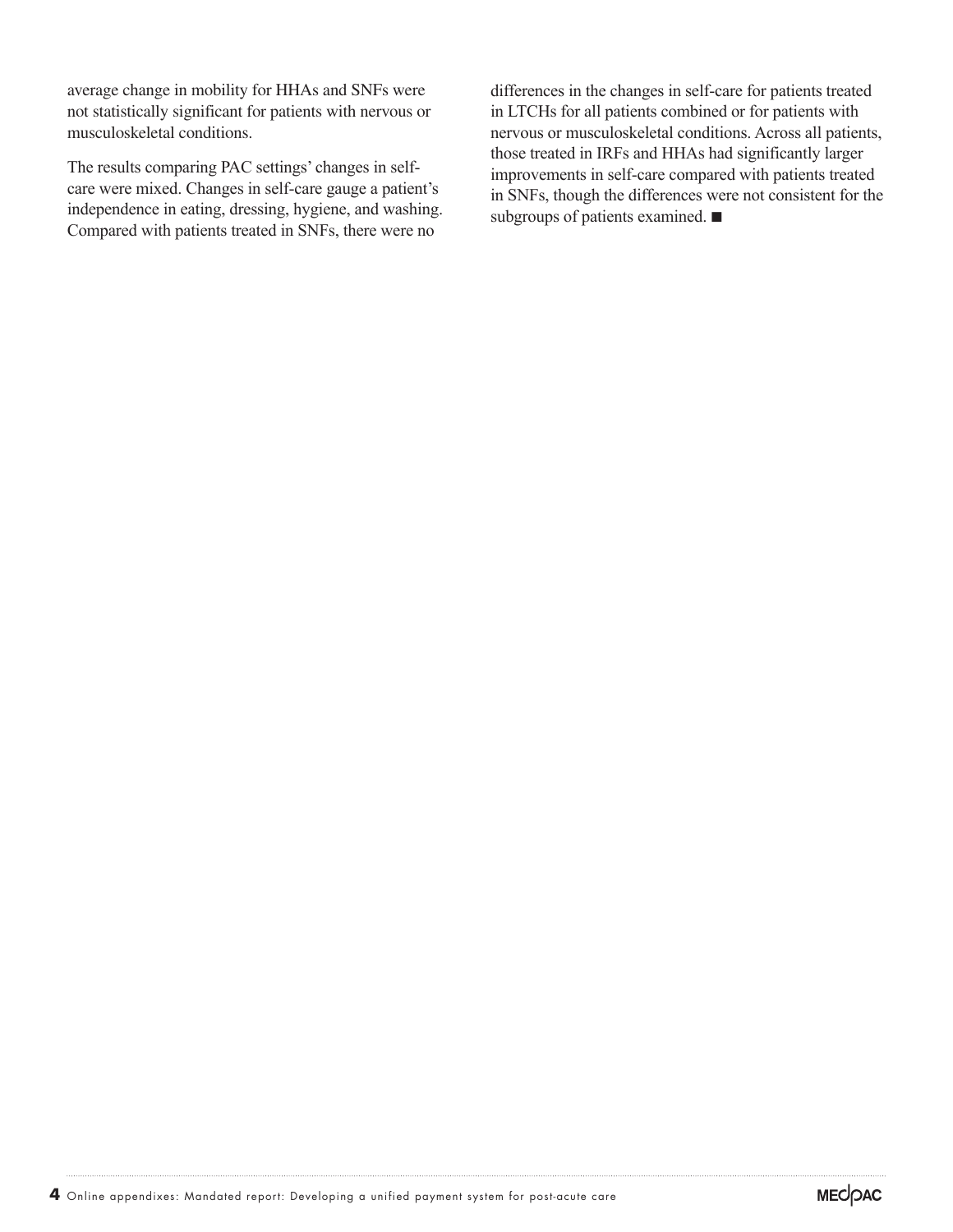average change in mobility for HHAs and SNFs were not statistically significant for patients with nervous or musculoskeletal conditions.

The results comparing PAC settings' changes in self-care were mixed. Changes in self-care gauge a patient's independence in eating, dressing, hygiene, and washing. Compared with patients treated in SNFs, there were no differences in the changes in self-care for patients treated in LTCHs for all patients combined or for patients with nervous or musculoskeletal conditions. Across all patients, those treated in IRFs and HHAs had significantly larger improvements in self-care compared with patients treated in SNFs, though the differences were not consistent for the subgroups of patients examined. ■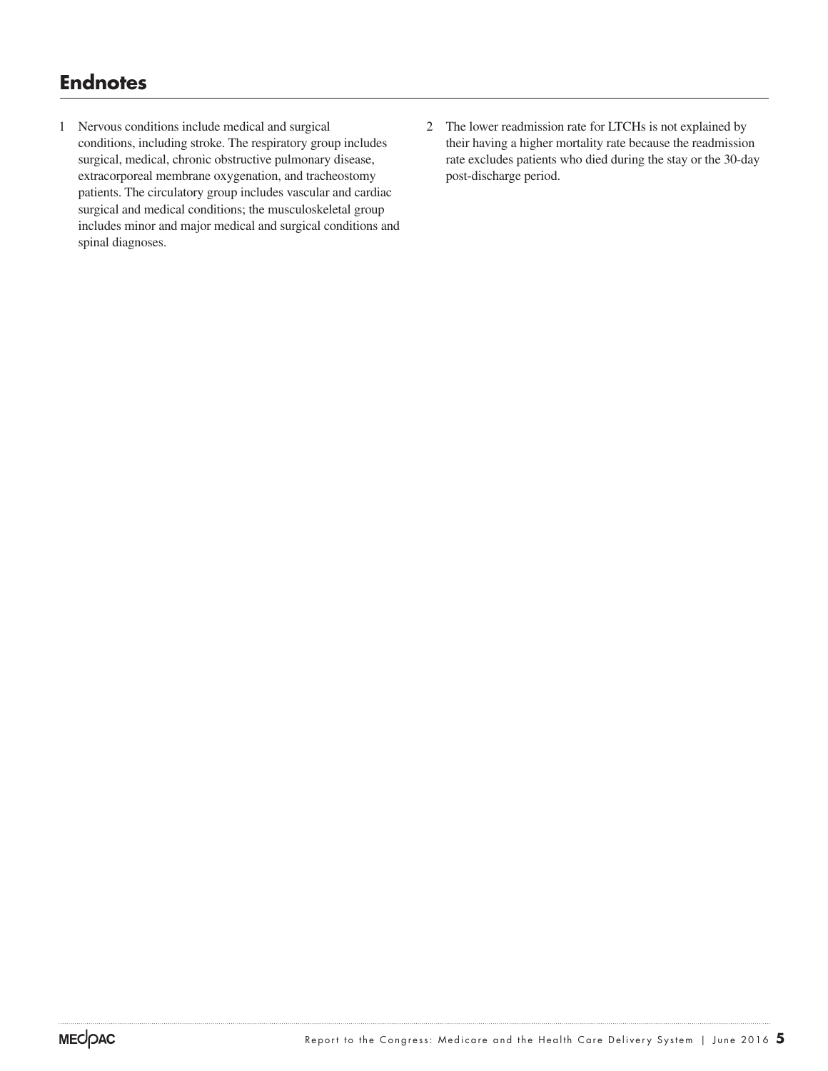## Endnotes

1 Nervous conditions include medical and surgical conditions, including stroke. The respiratory group includes surgical, medical, chronic obstructive pulmonary disease, extracorporeal membrane oxygenation, and tracheostomy patients. The circulatory group includes vascular and cardiac surgical and medical conditions; the musculoskeletal group includes minor and major medical and surgical conditions and spinal diagnoses.

2 The lower readmission rate for LTCHs is not explained by their having a higher mortality rate because the readmission rate excludes patients who died during the stay or the 30-day post-discharge period.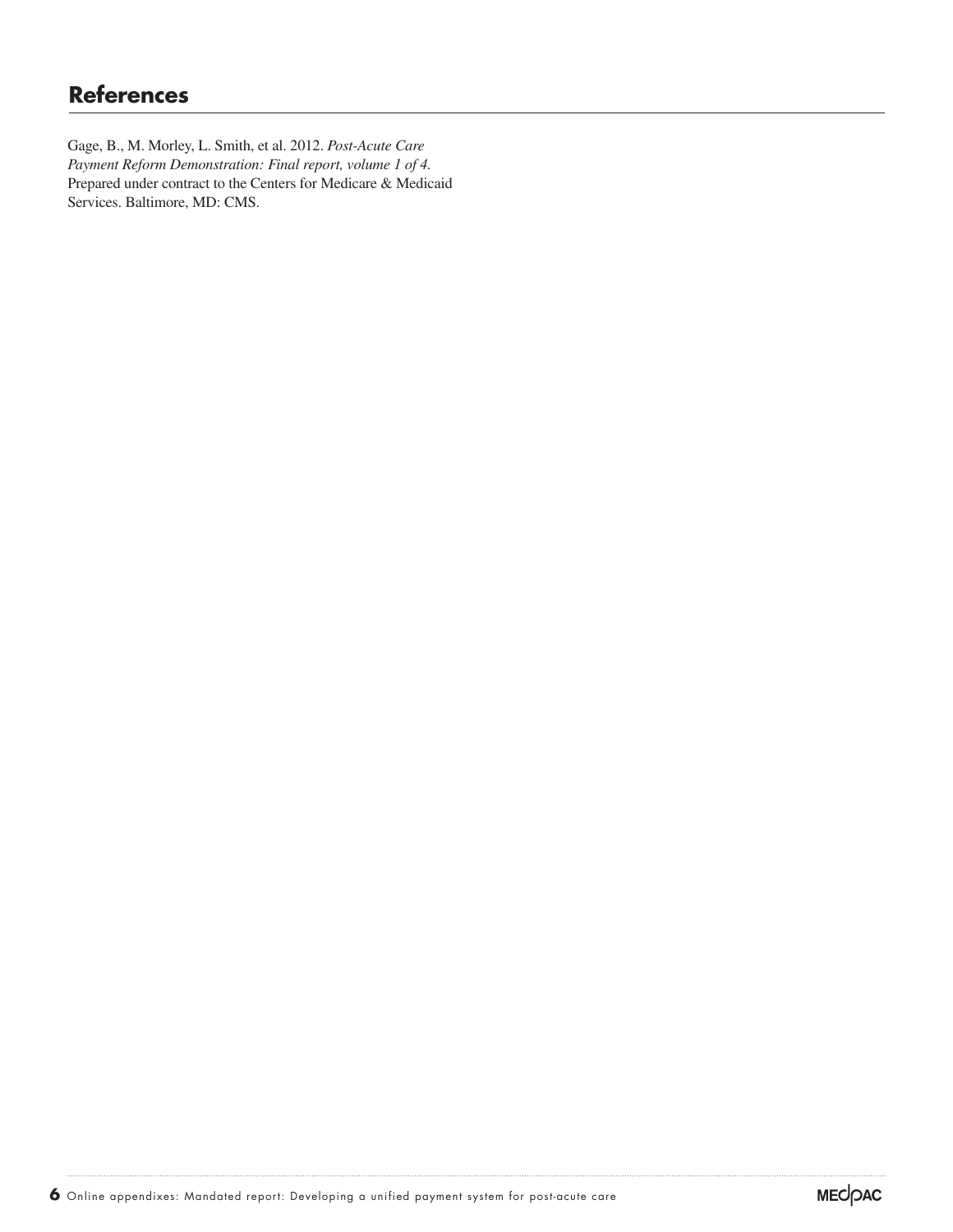## References

Gage, B., M. Morley, L. Smith, et al. 2012. *Post-Acute Care Payment Reform Demonstration: Final report, volume 1 of 4.* Prepared under contract to the Centers for Medicare & Medicaid Services. Baltimore, MD: CMS.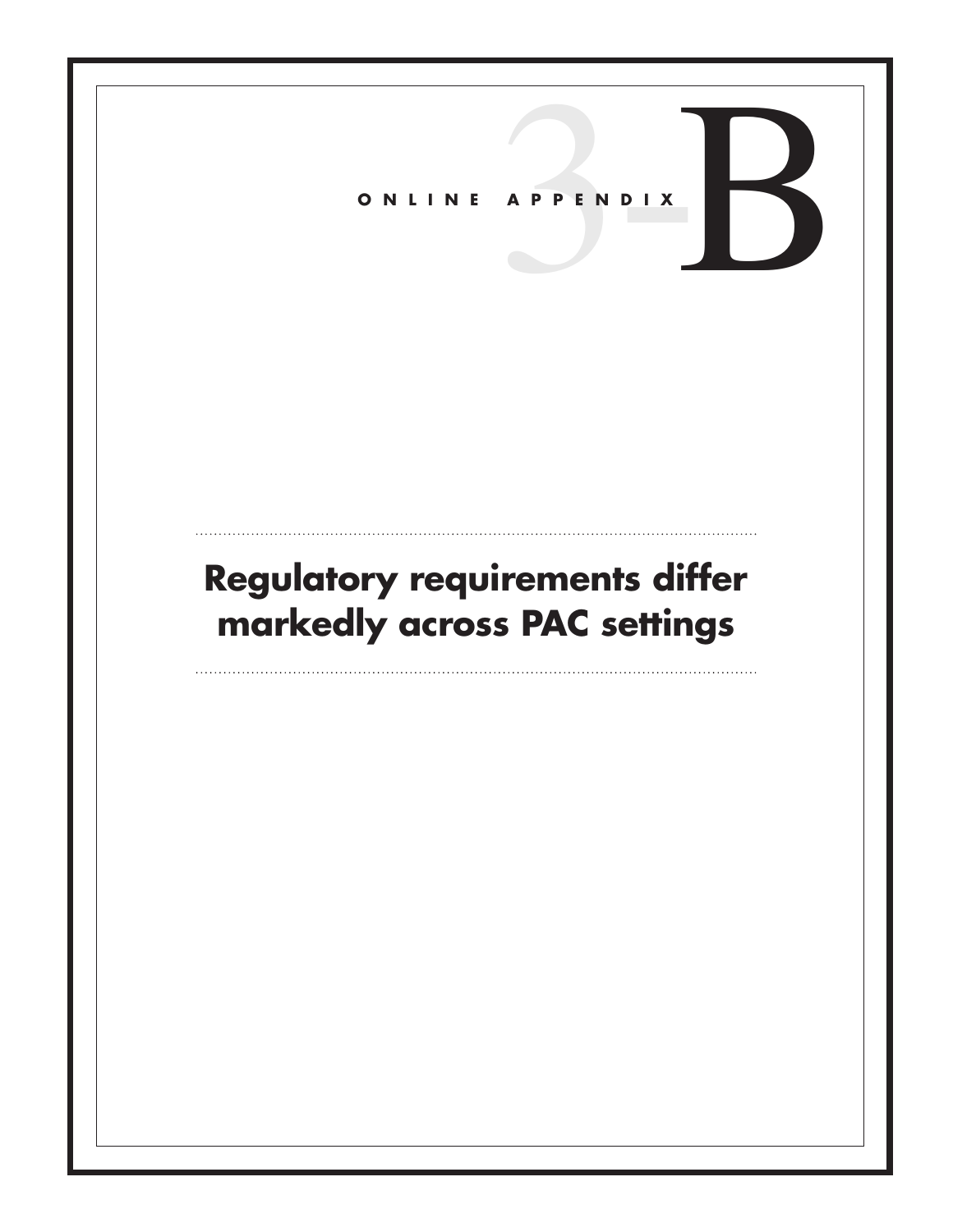ONLINE APPENDIX 3-B

# Regulatory requirements differ markedly across PAC settings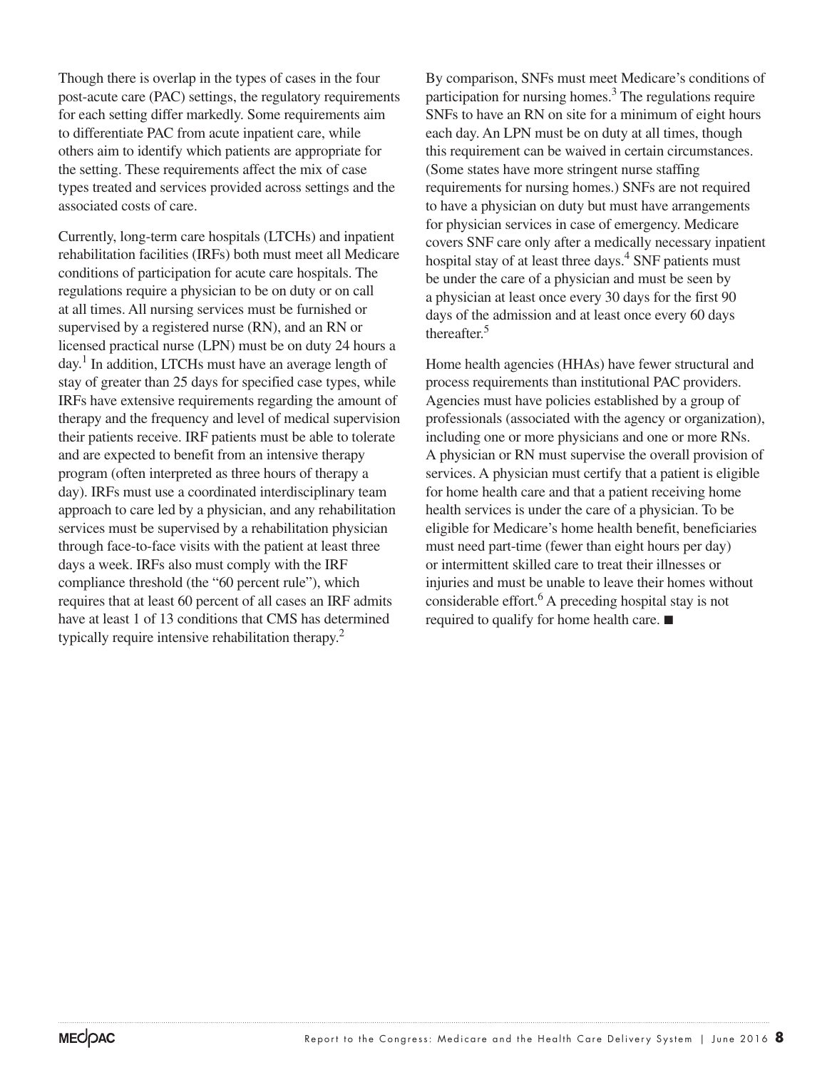Though there is overlap in the types of cases in the four post-acute care (PAC) settings, the regulatory requirements for each setting differ markedly. Some requirements aim to differentiate PAC from acute inpatient care, while others aim to identify which patients are appropriate for the setting. These requirements affect the mix of case types treated and services provided across settings and the associated costs of care.

Currently, long-term care hospitals (LTCHs) and inpatient rehabilitation facilities (IRFs) both must meet all Medicare conditions of participation for acute care hospitals. The regulations require a physician to be on duty or on call at all times. All nursing services must be furnished or supervised by a registered nurse (RN), and an RN or licensed practical nurse (LPN) must be on duty 24 hours a day.[1] In addition, LTCHs must have an average length of stay of greater than 25 days for specified case types, while IRFs have extensive requirements regarding the amount of therapy and the frequency and level of medical supervision their patients receive. IRF patients must be able to tolerate and are expected to benefit from an intensive therapy program (often interpreted as three hours of therapy a day). IRFs must use a coordinated interdisciplinary team approach to care led by a physician, and any rehabilitation services must be supervised by a rehabilitation physician through face-to-face visits with the patient at least three days a week. IRFs also must comply with the IRF compliance threshold (the "60 percent rule"), which requires that at least 60 percent of all cases an IRF admits have at least 1 of 13 conditions that CMS has determined typically require intensive rehabilitation therapy.[2]

By comparison, SNFs must meet Medicare's conditions of participation for nursing homes.[3] The regulations require SNFs to have an RN on site for a minimum of eight hours each day. An LPN must be on duty at all times, though this requirement can be waived in certain circumstances. (Some states have more stringent nurse staffing requirements for nursing homes.) SNFs are not required to have a physician on duty but must have arrangements for physician services in case of emergency. Medicare covers SNF care only after a medically necessary inpatient hospital stay of at least three days.[4] SNF patients must be under the care of a physician and must be seen by a physician at least once every 30 days for the first 90 days of the admission and at least once every 60 days thereafter.[5]

Home health agencies (HHAs) have fewer structural and process requirements than institutional PAC providers. Agencies must have policies established by a group of professionals (associated with the agency or organization), including one or more physicians and one or more RNs. A physician or RN must supervise the overall provision of services. A physician must certify that a patient is eligible for home health care and that a patient receiving home health services is under the care of a physician. To be eligible for Medicare's home health benefit, beneficiaries must need part-time (fewer than eight hours per day) or intermittent skilled care to treat their illnesses or injuries and must be unable to leave their homes without considerable effort.[6] A preceding hospital stay is not required to qualify for home health care. ■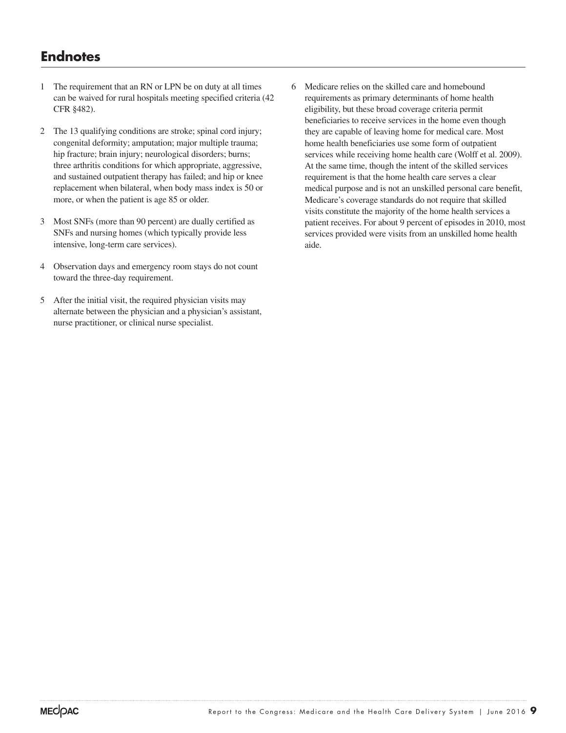## Endnotes

1 The requirement that an RN or LPN be on duty at all times can be waived for rural hospitals meeting specified criteria (42 CFR §482).

2 The 13 qualifying conditions are stroke; spinal cord injury; congenital deformity; amputation; major multiple trauma; hip fracture; brain injury; neurological disorders; burns; three arthritis conditions for which appropriate, aggressive, and sustained outpatient therapy has failed; and hip or knee replacement when bilateral, when body mass index is 50 or more, or when the patient is age 85 or older.

3 Most SNFs (more than 90 percent) are dually certified as SNFs and nursing homes (which typically provide less intensive, long-term care services).

4 Observation days and emergency room stays do not count toward the three-day requirement.

5 After the initial visit, the required physician visits may alternate between the physician and a physician's assistant, nurse practitioner, or clinical nurse specialist.

6 Medicare relies on the skilled care and homebound requirements as primary determinants of home health eligibility, but these broad coverage criteria permit beneficiaries to receive services in the home even though they are capable of leaving home for medical care. Most home health beneficiaries use some form of outpatient services while receiving home health care (Wolff et al. 2009). At the same time, though the intent of the skilled services requirement is that the home health care serves a clear medical purpose and is not an unskilled personal care benefit, Medicare's coverage standards do not require that skilled visits constitute the majority of the home health services a patient receives. For about 9 percent of episodes in 2010, most services provided were visits from an unskilled home health aide.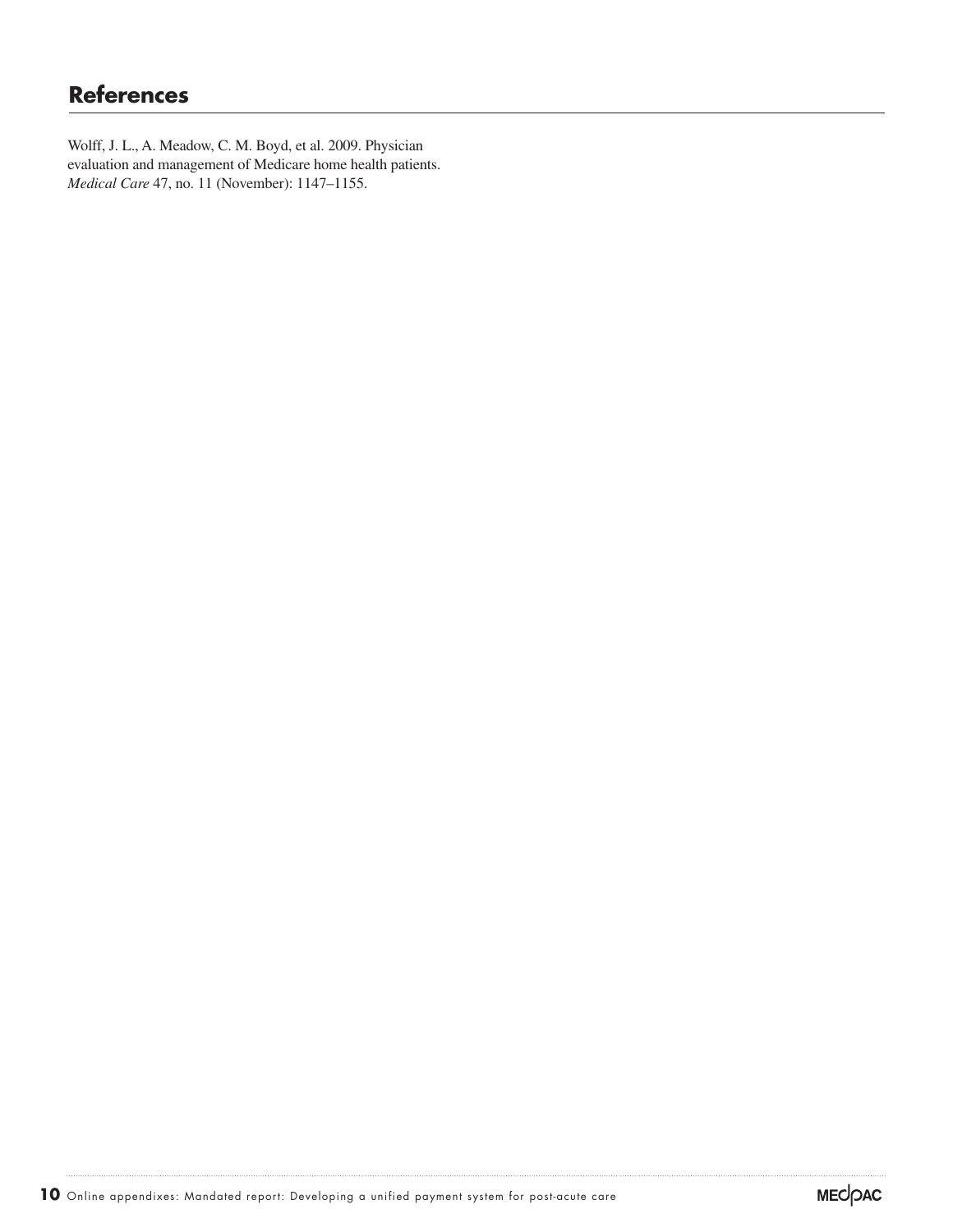# References

Wolff, J. L., A. Meadow, C. M. Boyd, et al. 2009. Physician evaluation and management of Medicare home health patients. *Medical Care* 47, no. 11 (November): 1147–1155.